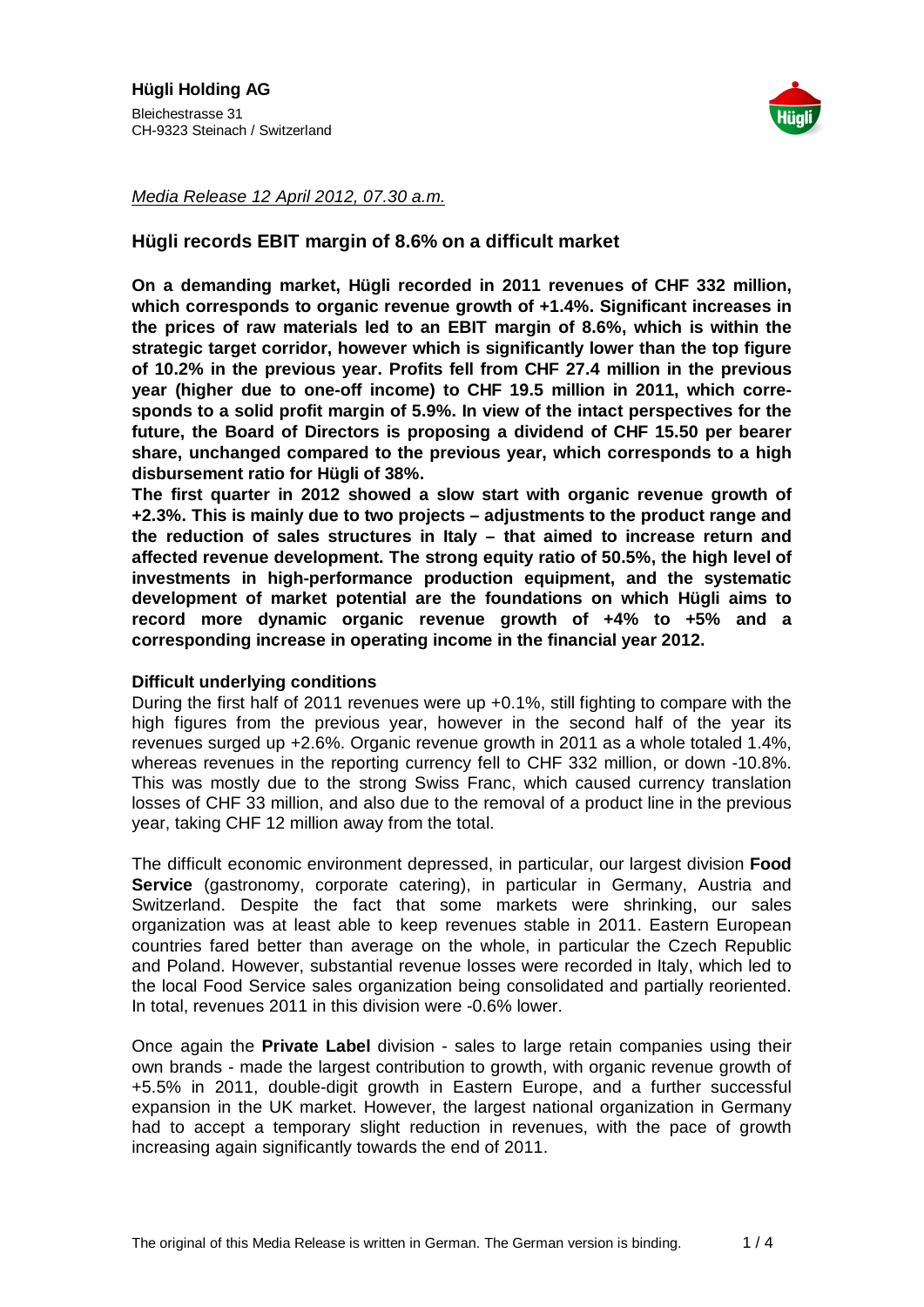**Hügli Holding AG**
Bleichestrasse 31
CH-9323 Steinach / Switzerland

*Media Release 12 April 2012, 07.30 a.m.*

# Hügli records EBIT margin of 8.6% on a difficult market

**On a demanding market, Hügli recorded in 2011 revenues of CHF 332 million, which corresponds to organic revenue growth of +1.4%. Significant increases in the prices of raw materials led to an EBIT margin of 8.6%, which is within the strategic target corridor, however which is significantly lower than the top figure of 10.2% in the previous year. Profits fell from CHF 27.4 million in the previous year (higher due to one-off income) to CHF 19.5 million in 2011, which corresponds to a solid profit margin of 5.9%. In view of the intact perspectives for the future, the Board of Directors is proposing a dividend of CHF 15.50 per bearer share, unchanged compared to the previous year, which corresponds to a high disbursement ratio for Hügli of 38%.**

**The first quarter in 2012 showed a slow start with organic revenue growth of +2.3%. This is mainly due to two projects – adjustments to the product range and the reduction of sales structures in Italy – that aimed to increase return and affected revenue development. The strong equity ratio of 50.5%, the high level of investments in high-performance production equipment, and the systematic development of market potential are the foundations on which Hügli aims to record more dynamic organic revenue growth of +4% to +5% and a corresponding increase in operating income in the financial year 2012.**

## Difficult underlying conditions

During the first half of 2011 revenues were up +0.1%, still fighting to compare with the high figures from the previous year, however in the second half of the year its revenues surged up +2.6%. Organic revenue growth in 2011 as a whole totaled 1.4%, whereas revenues in the reporting currency fell to CHF 332 million, or down -10.8%. This was mostly due to the strong Swiss Franc, which caused currency translation losses of CHF 33 million, and also due to the removal of a product line in the previous year, taking CHF 12 million away from the total.

The difficult economic environment depressed, in particular, our largest division **Food Service** (gastronomy, corporate catering), in particular in Germany, Austria and Switzerland. Despite the fact that some markets were shrinking, our sales organization was at least able to keep revenues stable in 2011. Eastern European countries fared better than average on the whole, in particular the Czech Republic and Poland. However, substantial revenue losses were recorded in Italy, which led to the local Food Service sales organization being consolidated and partially reoriented. In total, revenues 2011 in this division were -0.6% lower.

Once again the **Private Label** division - sales to large retain companies using their own brands - made the largest contribution to growth, with organic revenue growth of +5.5% in 2011, double-digit growth in Eastern Europe, and a further successful expansion in the UK market. However, the largest national organization in Germany had to accept a temporary slight reduction in revenues, with the pace of growth increasing again significantly towards the end of 2011.

The original of this Media Release is written in German. The German version is binding.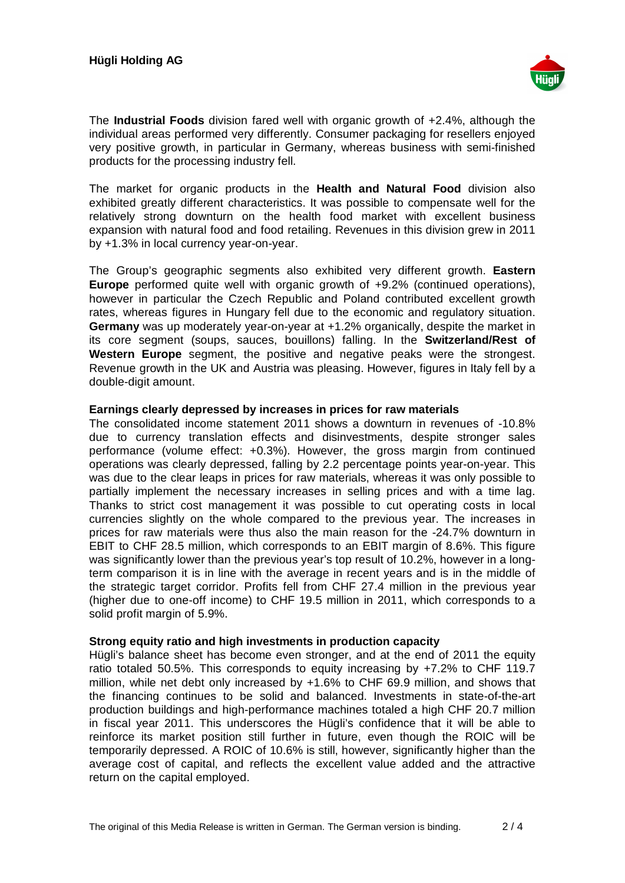The **Industrial Foods** division fared well with organic growth of +2.4%, although the individual areas performed very differently. Consumer packaging for resellers enjoyed very positive growth, in particular in Germany, whereas business with semi-finished products for the processing industry fell.

The market for organic products in the **Health and Natural Food** division also exhibited greatly different characteristics. It was possible to compensate well for the relatively strong downturn on the health food market with excellent business expansion with natural food and food retailing. Revenues in this division grew in 2011 by +1.3% in local currency year-on-year.

The Group's geographic segments also exhibited very different growth. **Eastern Europe** performed quite well with organic growth of +9.2% (continued operations), however in particular the Czech Republic and Poland contributed excellent growth rates, whereas figures in Hungary fell due to the economic and regulatory situation. **Germany** was up moderately year-on-year at +1.2% organically, despite the market in its core segment (soups, sauces, bouillons) falling. In the **Switzerland/Rest of Western Europe** segment, the positive and negative peaks were the strongest. Revenue growth in the UK and Austria was pleasing. However, figures in Italy fell by a double-digit amount.

**Earnings clearly depressed by increases in prices for raw materials**

The consolidated income statement 2011 shows a downturn in revenues of -10.8% due to currency translation effects and disinvestments, despite stronger sales performance (volume effect: +0.3%). However, the gross margin from continued operations was clearly depressed, falling by 2.2 percentage points year-on-year. This was due to the clear leaps in prices for raw materials, whereas it was only possible to partially implement the necessary increases in selling prices and with a time lag. Thanks to strict cost management it was possible to cut operating costs in local currencies slightly on the whole compared to the previous year. The increases in prices for raw materials were thus also the main reason for the -24.7% downturn in EBIT to CHF 28.5 million, which corresponds to an EBIT margin of 8.6%. This figure was significantly lower than the previous year's top result of 10.2%, however in a long-term comparison it is in line with the average in recent years and is in the middle of the strategic target corridor. Profits fell from CHF 27.4 million in the previous year (higher due to one-off income) to CHF 19.5 million in 2011, which corresponds to a solid profit margin of 5.9%.

**Strong equity ratio and high investments in production capacity**

Hügli's balance sheet has become even stronger, and at the end of 2011 the equity ratio totaled 50.5%. This corresponds to equity increasing by +7.2% to CHF 119.7 million, while net debt only increased by +1.6% to CHF 69.9 million, and shows that the financing continues to be solid and balanced. Investments in state-of-the-art production buildings and high-performance machines totaled a high CHF 20.7 million in fiscal year 2011. This underscores the Hügli's confidence that it will be able to reinforce its market position still further in future, even though the ROIC will be temporarily depressed. A ROIC of 10.6% is still, however, significantly higher than the average cost of capital, and reflects the excellent value added and the attractive return on the capital employed.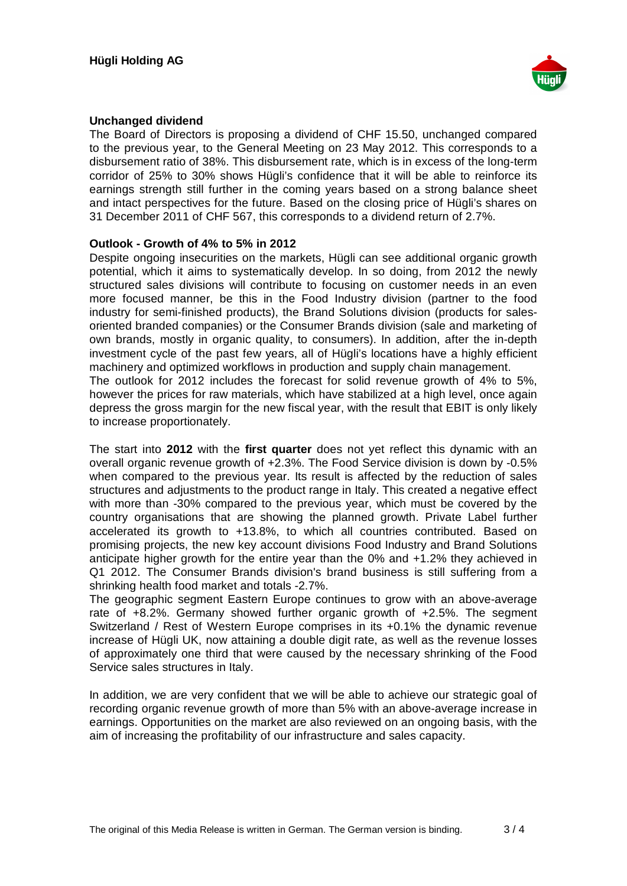**Unchanged dividend**

The Board of Directors is proposing a dividend of CHF 15.50, unchanged compared to the previous year, to the General Meeting on 23 May 2012. This corresponds to a disbursement ratio of 38%. This disbursement rate, which is in excess of the long-term corridor of 25% to 30% shows Hügli's confidence that it will be able to reinforce its earnings strength still further in the coming years based on a strong balance sheet and intact perspectives for the future. Based on the closing price of Hügli's shares on 31 December 2011 of CHF 567, this corresponds to a dividend return of 2.7%.

**Outlook - Growth of 4% to 5% in 2012**

Despite ongoing insecurities on the markets, Hügli can see additional organic growth potential, which it aims to systematically develop. In so doing, from 2012 the newly structured sales divisions will contribute to focusing on customer needs in an even more focused manner, be this in the Food Industry division (partner to the food industry for semi-finished products), the Brand Solutions division (products for sales-oriented branded companies) or the Consumer Brands division (sale and marketing of own brands, mostly in organic quality, to consumers). In addition, after the in-depth investment cycle of the past few years, all of Hügli's locations have a highly efficient machinery and optimized workflows in production and supply chain management.

The outlook for 2012 includes the forecast for solid revenue growth of 4% to 5%, however the prices for raw materials, which have stabilized at a high level, once again depress the gross margin for the new fiscal year, with the result that EBIT is only likely to increase proportionately.

The start into **2012** with the **first quarter** does not yet reflect this dynamic with an overall organic revenue growth of +2.3%. The Food Service division is down by -0.5% when compared to the previous year. Its result is affected by the reduction of sales structures and adjustments to the product range in Italy. This created a negative effect with more than -30% compared to the previous year, which must be covered by the country organisations that are showing the planned growth. Private Label further accelerated its growth to +13.8%, to which all countries contributed. Based on promising projects, the new key account divisions Food Industry and Brand Solutions anticipate higher growth for the entire year than the 0% and +1.2% they achieved in Q1 2012. The Consumer Brands division's brand business is still suffering from a shrinking health food market and totals -2.7%.

The geographic segment Eastern Europe continues to grow with an above-average rate of +8.2%. Germany showed further organic growth of +2.5%. The segment Switzerland / Rest of Western Europe comprises in its +0.1% the dynamic revenue increase of Hügli UK, now attaining a double digit rate, as well as the revenue losses of approximately one third that were caused by the necessary shrinking of the Food Service sales structures in Italy.

In addition, we are very confident that we will be able to achieve our strategic goal of recording organic revenue growth of more than 5% with an above-average increase in earnings. Opportunities on the market are also reviewed on an ongoing basis, with the aim of increasing the profitability of our infrastructure and sales capacity.

The original of this Media Release is written in German. The German version is binding.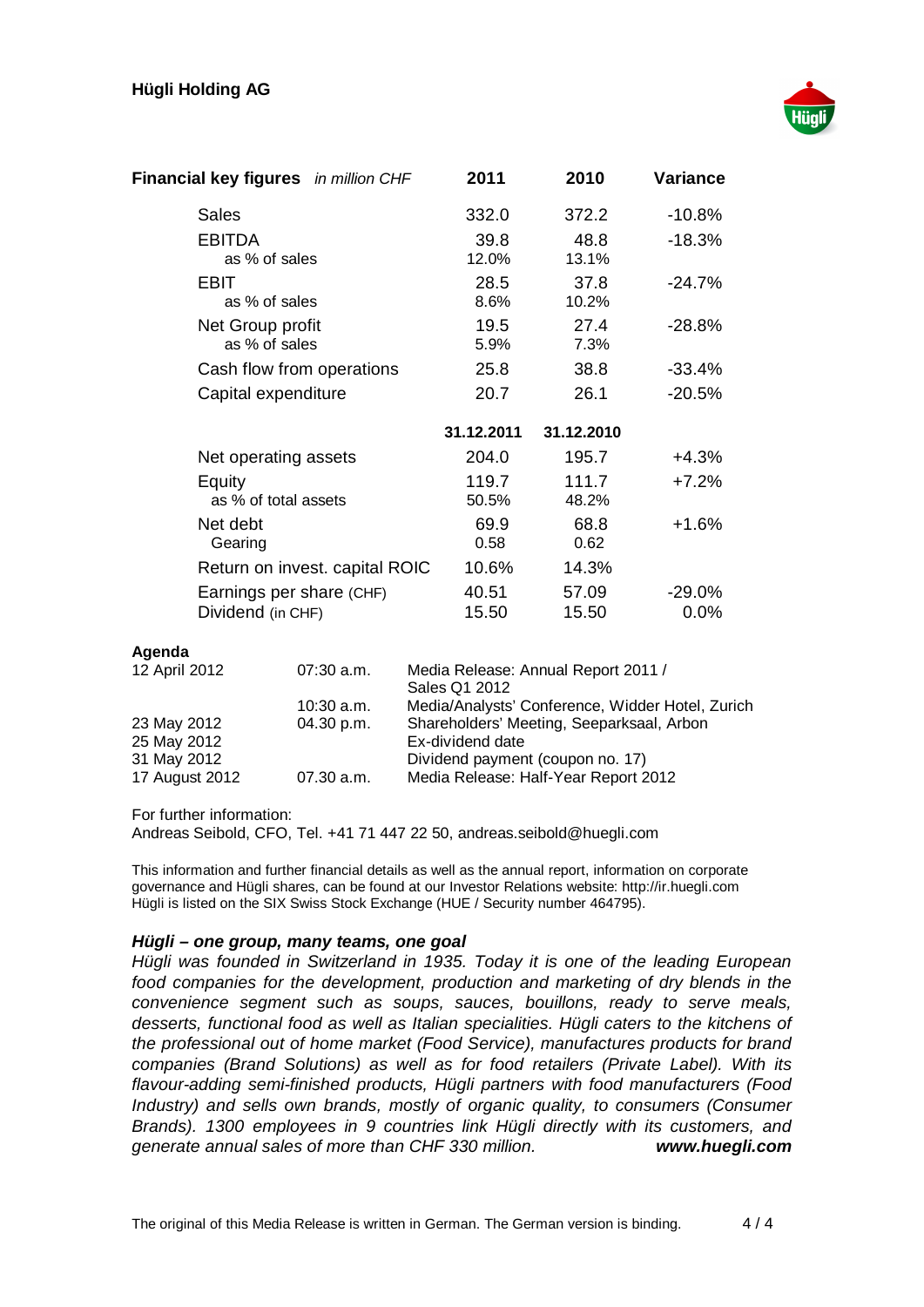**Hügli Holding AG**

| Financial key figures *in million CHF* | 2011 | 2010 | Variance |
|---|---|---|---|
| Sales | 332.0 | 372.2 | -10.8% |
| EBITDA | 39.8 | 48.8 | -18.3% |
| as % of sales | 12.0% | 13.1% | |
| EBIT | 28.5 | 37.8 | -24.7% |
| as % of sales | 8.6% | 10.2% | |
| Net Group profit | 19.5 | 27.4 | -28.8% |
| as % of sales | 5.9% | 7.3% | |
| Cash flow from operations | 25.8 | 38.8 | -33.4% |
| Capital expenditure | 20.7 | 26.1 | -20.5% |
| | **31.12.2011** | **31.12.2010** | |
| Net operating assets | 204.0 | 195.7 | +4.3% |
| Equity | 119.7 | 111.7 | +7.2% |
| as % of total assets | 50.5% | 48.2% | |
| Net debt | 69.9 | 68.8 | +1.6% |
| Gearing | 0.58 | 0.62 | |
| Return on invest. capital ROIC | 10.6% | 14.3% | |
| Earnings per share (CHF) | 40.51 | 57.09 | -29.0% |
| Dividend (in CHF) | 15.50 | 15.50 | 0.0% |

**Agenda**

| | | |
|---|---|---|
| 12 April 2012 | 07:30 a.m. | Media Release: Annual Report 2011 / Sales Q1 2012 |
| | 10:30 a.m. | Media/Analysts' Conference, Widder Hotel, Zurich |
| 23 May 2012 | 04.30 p.m. | Shareholders' Meeting, Seeparksaal, Arbon |
| 25 May 2012 | | Ex-dividend date |
| 31 May 2012 | | Dividend payment (coupon no. 17) |
| 17 August 2012 | 07.30 a.m. | Media Release: Half-Year Report 2012 |

For further information:
Andreas Seibold, CFO, Tel. +41 71 447 22 50, andreas.seibold@huegli.com

This information and further financial details as well as the annual report, information on corporate governance and Hügli shares, can be found at our Investor Relations website: http://ir.huegli.com
Hügli is listed on the SIX Swiss Stock Exchange (HUE / Security number 464795).

***Hügli – one group, many teams, one goal***

*Hügli was founded in Switzerland in 1935. Today it is one of the leading European food companies for the development, production and marketing of dry blends in the convenience segment such as soups, sauces, bouillons, ready to serve meals, desserts, functional food as well as Italian specialities. Hügli caters to the kitchens of the professional out of home market (Food Service), manufactures products for brand companies (Brand Solutions) as well as for food retailers (Private Label). With its flavour-adding semi-finished products, Hügli partners with food manufacturers (Food Industry) and sells own brands, mostly of organic quality, to consumers (Consumer Brands). 1300 employees in 9 countries link Hügli directly with its customers, and generate annual sales of more than CHF 330 million.* ***www.huegli.com***

The original of this Media Release is written in German. The German version is binding.